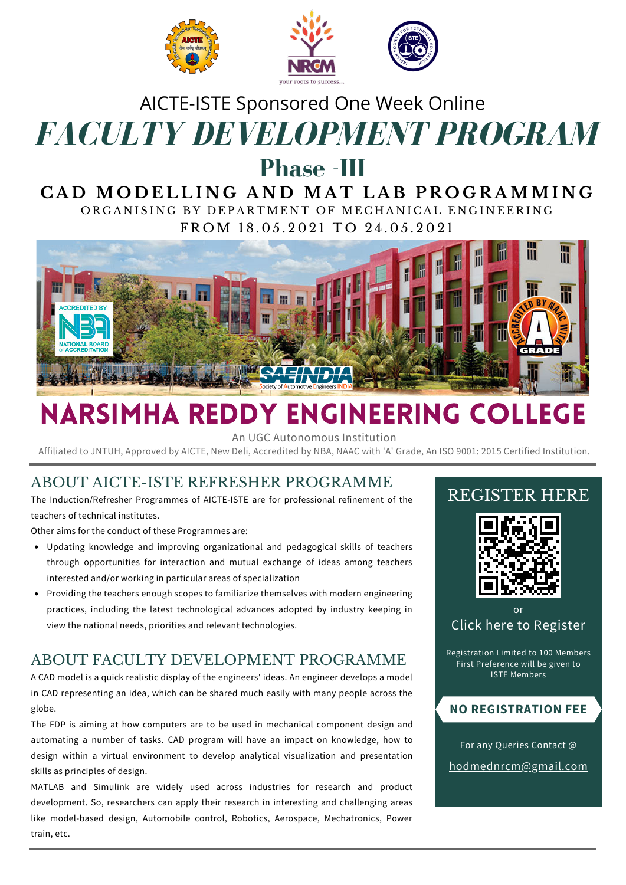AICTE-ISTE Sponsored One Week Online

# *FACULTY DEVELOPMENT PROGRAM*

## Phase -III

### CAD MODELLING AND MAT LAB PROGRAMMING

ORGANISING BY DEPARTMENT OF MECHANICAL ENGINEERING

FROM 18.05.2021 TO 24.05.2021

# NARSIMHA REDDY ENGINEERING COLLEGE

An UGC Autonomous Institution

Affiliated to JNTUH, Approved by AICTE, New Deli, Accredited by NBA, NAAC with 'A' Grade, An ISO 9001: 2015 Certified Institution.

## ABOUT AICTE-ISTE REFRESHER PROGRAMME

The Induction/Refresher Programmes of AICTE-ISTE are for professional refinement of the teachers of technical institutes.

Other aims for the conduct of these Programmes are:

- Updating knowledge and improving organizational and pedagogical skills of teachers through opportunities for interaction and mutual exchange of ideas among teachers interested and/or working in particular areas of specialization
- Providing the teachers enough scopes to familiarize themselves with modern engineering practices, including the latest technological advances adopted by industry keeping in view the national needs, priorities and relevant technologies.

## ABOUT FACULTY DEVELOPMENT PROGRAMME

A CAD model is a quick realistic display of the engineers' ideas. An engineer develops a model in CAD representing an idea, which can be shared much easily with many people across the globe.

The FDP is aiming at how computers are to be used in mechanical component design and automating a number of tasks. CAD program will have an impact on knowledge, how to design within a virtual environment to develop analytical visualization and presentation skills as principles of design.

MATLAB and Simulink are widely used across industries for research and product development. So, researchers can apply their research in interesting and challenging areas like model-based design, Automobile control, Robotics, Aerospace, Mechatronics, Power train, etc.

## REGISTER HERE

or

Click here to Register

Registration Limited to 100 Members
First Preference will be given to ISTE Members

**NO REGISTRATION FEE**

For any Queries Contact @

hodmednrcm@gmail.com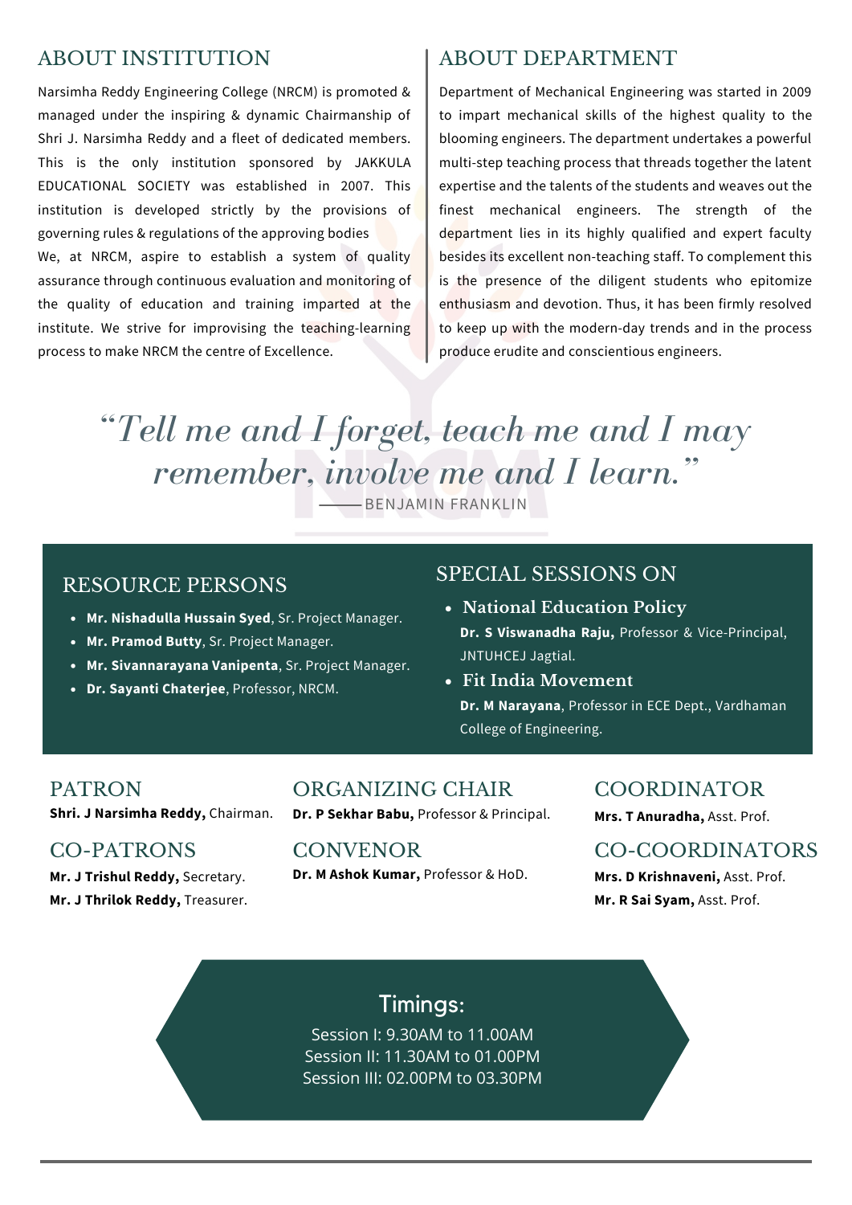## ABOUT INSTITUTION

Narsimha Reddy Engineering College (NRCM) is promoted & managed under the inspiring & dynamic Chairmanship of Shri J. Narsimha Reddy and a fleet of dedicated members. This is the only institution sponsored by JAKKULA EDUCATIONAL SOCIETY was established in 2007. This institution is developed strictly by the provisions of governing rules & regulations of the approving bodies

We, at NRCM, aspire to establish a system of quality assurance through continuous evaluation and monitoring of the quality of education and training imparted at the institute. We strive for improvising the teaching-learning process to make NRCM the centre of Excellence.

## ABOUT DEPARTMENT

Department of Mechanical Engineering was started in 2009 to impart mechanical skills of the highest quality to the blooming engineers. The department undertakes a powerful multi-step teaching process that threads together the latent expertise and the talents of the students and weaves out the finest mechanical engineers. The strength of the department lies in its highly qualified and expert faculty besides its excellent non-teaching staff. To complement this is the presence of the diligent students who epitomize enthusiasm and devotion. Thus, it has been firmly resolved to keep up with the modern-day trends and in the process produce erudite and conscientious engineers.

*"Tell me and I forget, teach me and I may remember, involve me and I learn."*

——BENJAMIN FRANKLIN

## RESOURCE PERSONS

- **Mr. Nishadulla Hussain Syed**, Sr. Project Manager.
- **Mr. Pramod Butty**, Sr. Project Manager.
- **Mr. Sivannarayana Vanipenta**, Sr. Project Manager.
- **Dr. Sayanti Chaterjee**, Professor, NRCM.

## SPECIAL SESSIONS ON

- **National Education Policy**
  **Dr. S Viswanadha Raju,** Professor & Vice-Principal, JNTUHCEJ Jagtial.
- **Fit India Movement**
  **Dr. M Narayana**, Professor in ECE Dept., Vardhaman College of Engineering.

## PATRON

**Shri. J Narsimha Reddy,** Chairman.

## CO-PATRONS

**Mr. J Trishul Reddy,** Secretary.
**Mr. J Thrilok Reddy,** Treasurer.

## ORGANIZING CHAIR

**Dr. P Sekhar Babu,** Professor & Principal.

## CONVENOR

**Dr. M Ashok Kumar,** Professor & HoD.

## COORDINATOR

**Mrs. T Anuradha,** Asst. Prof.

## CO-COORDINATORS

**Mrs. D Krishnaveni,** Asst. Prof.
**Mr. R Sai Syam,** Asst. Prof.

## Timings:

Session I: 9.30AM to 11.00AM
Session II: 11.30AM to 01.00PM
Session III: 02.00PM to 03.30PM